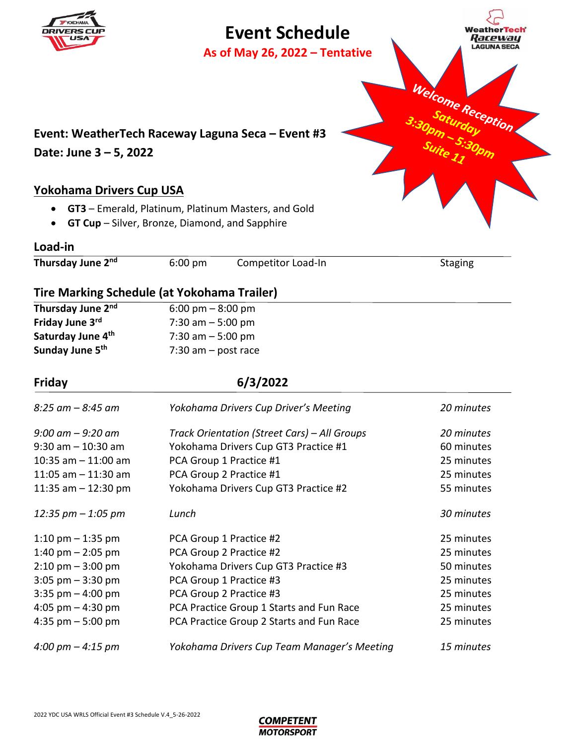# Event Schedule

**As of May 26, 2022 – Tentative**

*Welcome Reception*
*Saturday*
*3:30pm – 5:30pm*
*Suite 11*

**Event: WeatherTech Raceway Laguna Seca – Event #3**
**Date: June 3 – 5, 2022**

## Yokohama Drivers Cup USA

- **GT3** – Emerald, Platinum, Platinum Masters, and Gold
- **GT Cup** – Silver, Bronze, Diamond, and Sapphire

## Load-in

| | | | |
|---|---|---|---|
| **Thursday June 2nd** | 6:00 pm | Competitor Load-In | Staging |

## Tire Marking Schedule (at Yokohama Trailer)

| | |
|---|---|
| **Thursday June 2nd** | 6:00 pm – 8:00 pm |
| **Friday June 3rd** | 7:30 am – 5:00 pm |
| **Saturday June 4th** | 7:30 am – 5:00 pm |
| **Sunday June 5th** | 7:30 am – post race |

## Friday 6/3/2022

| | | |
|---|---|---|
| *8:25 am – 8:45 am* | *Yokohama Drivers Cup Driver's Meeting* | *20 minutes* |
| *9:00 am – 9:20 am* | *Track Orientation (Street Cars) – All Groups* | *20 minutes* |
| 9:30 am – 10:30 am | Yokohama Drivers Cup GT3 Practice #1 | 60 minutes |
| 10:35 am – 11:00 am | PCA Group 1 Practice #1 | 25 minutes |
| 11:05 am – 11:30 am | PCA Group 2 Practice #1 | 25 minutes |
| 11:35 am – 12:30 pm | Yokohama Drivers Cup GT3 Practice #2 | 55 minutes |
| *12:35 pm – 1:05 pm* | *Lunch* | *30 minutes* |
| 1:10 pm – 1:35 pm | PCA Group 1 Practice #2 | 25 minutes |
| 1:40 pm – 2:05 pm | PCA Group 2 Practice #2 | 25 minutes |
| 2:10 pm – 3:00 pm | Yokohama Drivers Cup GT3 Practice #3 | 50 minutes |
| 3:05 pm – 3:30 pm | PCA Group 1 Practice #3 | 25 minutes |
| 3:35 pm – 4:00 pm | PCA Group 2 Practice #3 | 25 minutes |
| 4:05 pm – 4:30 pm | PCA Practice Group 1 Starts and Fun Race | 25 minutes |
| 4:35 pm – 5:00 pm | PCA Practice Group 2 Starts and Fun Race | 25 minutes |
| *4:00 pm – 4:15 pm* | *Yokohama Drivers Cup Team Manager's Meeting* | *15 minutes* |

2022 YDC USA WRLS Official Event #3 Schedule V.4_5-26-2022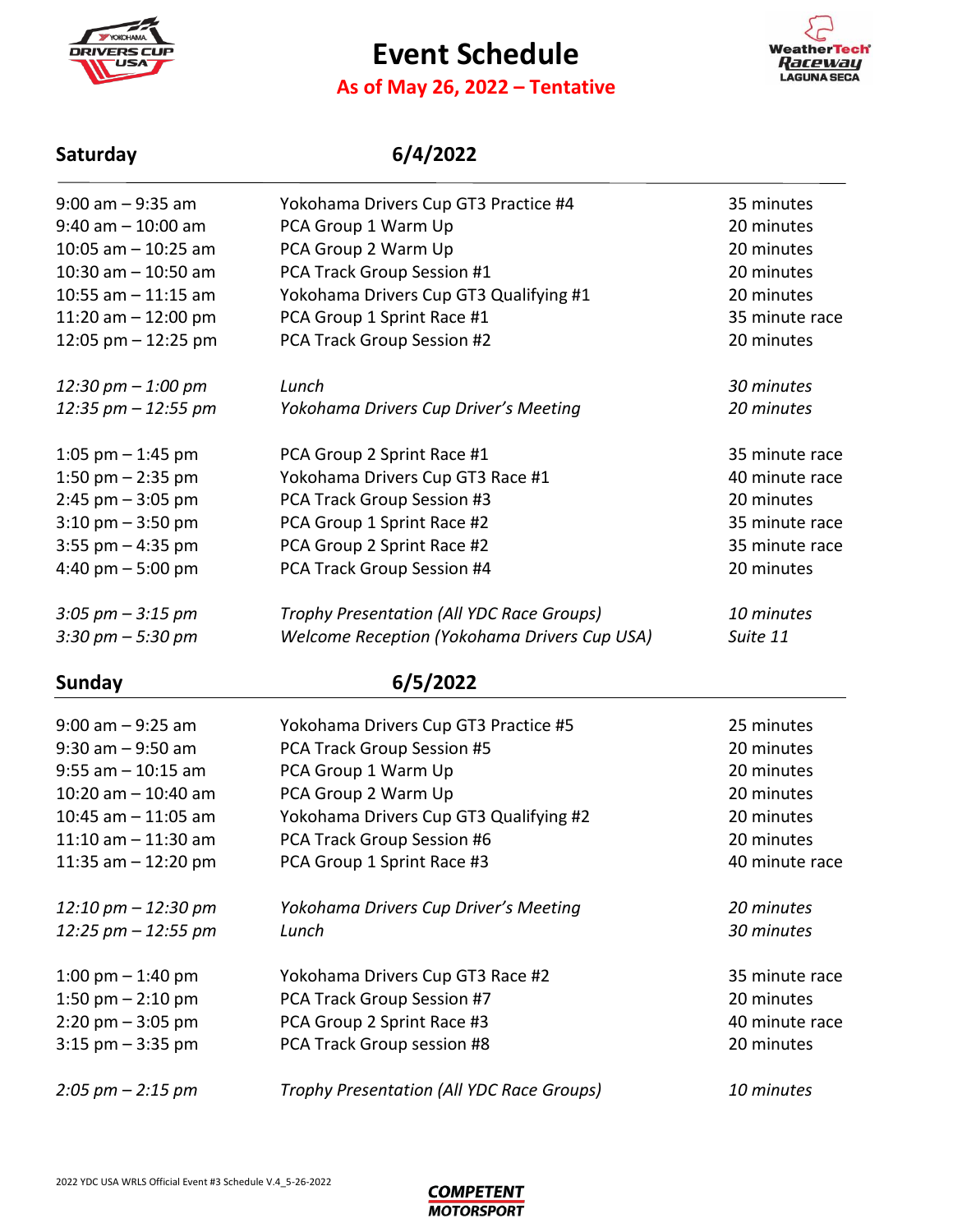# Event Schedule

**As of May 26, 2022 – Tentative**

## Saturday 6/4/2022

| | | |
|---|---|---|
| 9:00 am – 9:35 am | Yokohama Drivers Cup GT3 Practice #4 | 35 minutes |
| 9:40 am – 10:00 am | PCA Group 1 Warm Up | 20 minutes |
| 10:05 am – 10:25 am | PCA Group 2 Warm Up | 20 minutes |
| 10:30 am – 10:50 am | PCA Track Group Session #1 | 20 minutes |
| 10:55 am – 11:15 am | Yokohama Drivers Cup GT3 Qualifying #1 | 20 minutes |
| 11:20 am – 12:00 pm | PCA Group 1 Sprint Race #1 | 35 minute race |
| 12:05 pm – 12:25 pm | PCA Track Group Session #2 | 20 minutes |
| *12:30 pm – 1:00 pm* | *Lunch* | *30 minutes* |
| *12:35 pm – 12:55 pm* | *Yokohama Drivers Cup Driver's Meeting* | *20 minutes* |
| 1:05 pm – 1:45 pm | PCA Group 2 Sprint Race #1 | 35 minute race |
| 1:50 pm – 2:35 pm | Yokohama Drivers Cup GT3 Race #1 | 40 minute race |
| 2:45 pm – 3:05 pm | PCA Track Group Session #3 | 20 minutes |
| 3:10 pm – 3:50 pm | PCA Group 1 Sprint Race #2 | 35 minute race |
| 3:55 pm – 4:35 pm | PCA Group 2 Sprint Race #2 | 35 minute race |
| 4:40 pm – 5:00 pm | PCA Track Group Session #4 | 20 minutes |
| *3:05 pm – 3:15 pm* | *Trophy Presentation (All YDC Race Groups)* | *10 minutes* |
| *3:30 pm – 5:30 pm* | *Welcome Reception (Yokohama Drivers Cup USA)* | *Suite 11* |

## Sunday 6/5/2022

| | | |
|---|---|---|
| 9:00 am – 9:25 am | Yokohama Drivers Cup GT3 Practice #5 | 25 minutes |
| 9:30 am – 9:50 am | PCA Track Group Session #5 | 20 minutes |
| 9:55 am – 10:15 am | PCA Group 1 Warm Up | 20 minutes |
| 10:20 am – 10:40 am | PCA Group 2 Warm Up | 20 minutes |
| 10:45 am – 11:05 am | Yokohama Drivers Cup GT3 Qualifying #2 | 20 minutes |
| 11:10 am – 11:30 am | PCA Track Group Session #6 | 20 minutes |
| 11:35 am – 12:20 pm | PCA Group 1 Sprint Race #3 | 40 minute race |
| *12:10 pm – 12:30 pm* | *Yokohama Drivers Cup Driver's Meeting* | *20 minutes* |
| *12:25 pm – 12:55 pm* | *Lunch* | *30 minutes* |
| 1:00 pm – 1:40 pm | Yokohama Drivers Cup GT3 Race #2 | 35 minute race |
| 1:50 pm – 2:10 pm | PCA Track Group Session #7 | 20 minutes |
| 2:20 pm – 3:05 pm | PCA Group 2 Sprint Race #3 | 40 minute race |
| 3:15 pm – 3:35 pm | PCA Track Group session #8 | 20 minutes |
| *2:05 pm – 2:15 pm* | *Trophy Presentation (All YDC Race Groups)* | *10 minutes* |

2022 YDC USA WRLS Official Event #3 Schedule V.4_5-26-2022

COMPETENT MOTORSPORT